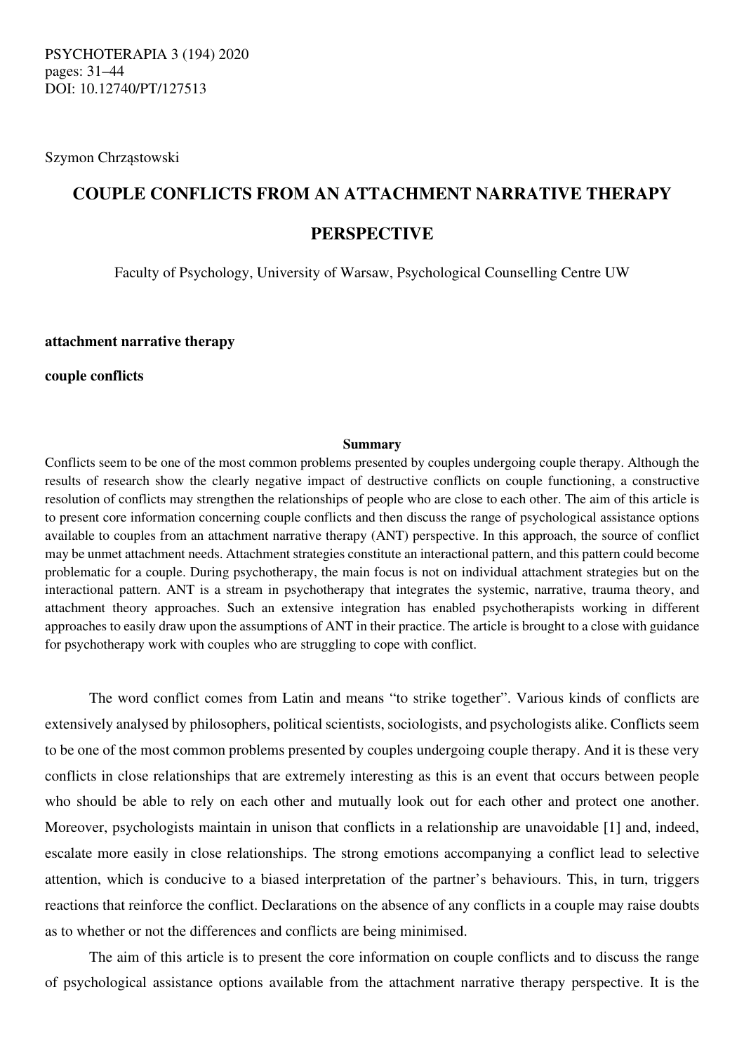Szymon Chrząstowski

# COUPLE CONFLICTS FROM AN ATTACHMENT NARRATIVE THERAPY PERSPECTIVE

Faculty of Psychology, University of Warsaw, Psychological Counselling Centre UW

**attachment narrative therapy**

**couple conflicts**

**Summary**

Conflicts seem to be one of the most common problems presented by couples undergoing couple therapy. Although the results of research show the clearly negative impact of destructive conflicts on couple functioning, a constructive resolution of conflicts may strengthen the relationships of people who are close to each other. The aim of this article is to present core information concerning couple conflicts and then discuss the range of psychological assistance options available to couples from an attachment narrative therapy (ANT) perspective. In this approach, the source of conflict may be unmet attachment needs. Attachment strategies constitute an interactional pattern, and this pattern could become problematic for a couple. During psychotherapy, the main focus is not on individual attachment strategies but on the interactional pattern. ANT is a stream in psychotherapy that integrates the systemic, narrative, trauma theory, and attachment theory approaches. Such an extensive integration has enabled psychotherapists working in different approaches to easily draw upon the assumptions of ANT in their practice. The article is brought to a close with guidance for psychotherapy work with couples who are struggling to cope with conflict.

The word conflict comes from Latin and means "to strike together". Various kinds of conflicts are extensively analysed by philosophers, political scientists, sociologists, and psychologists alike. Conflicts seem to be one of the most common problems presented by couples undergoing couple therapy. And it is these very conflicts in close relationships that are extremely interesting as this is an event that occurs between people who should be able to rely on each other and mutually look out for each other and protect one another. Moreover, psychologists maintain in unison that conflicts in a relationship are unavoidable [1] and, indeed, escalate more easily in close relationships. The strong emotions accompanying a conflict lead to selective attention, which is conducive to a biased interpretation of the partner's behaviours. This, in turn, triggers reactions that reinforce the conflict. Declarations on the absence of any conflicts in a couple may raise doubts as to whether or not the differences and conflicts are being minimised.

The aim of this article is to present the core information on couple conflicts and to discuss the range of psychological assistance options available from the attachment narrative therapy perspective. It is the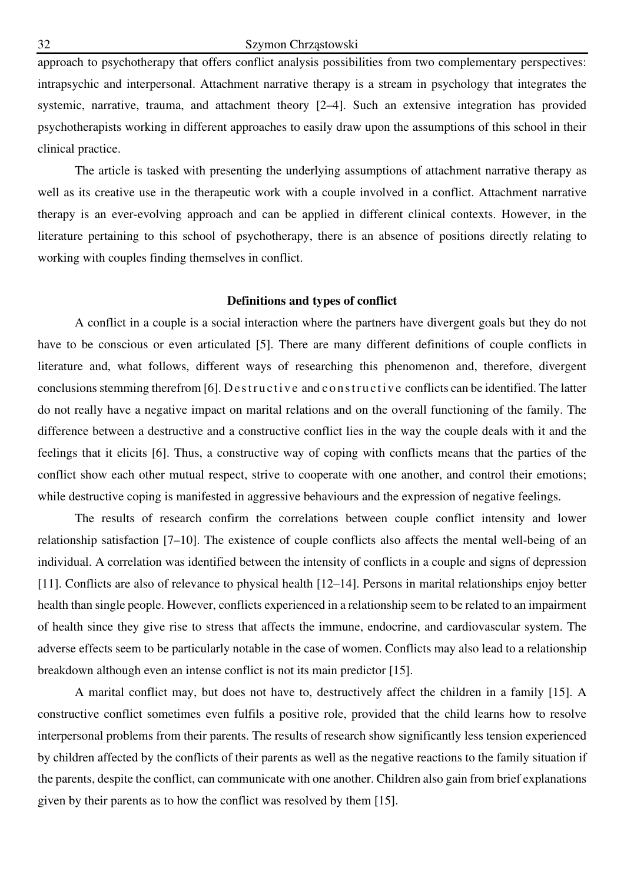approach to psychotherapy that offers conflict analysis possibilities from two complementary perspectives: intrapsychic and interpersonal. Attachment narrative therapy is a stream in psychology that integrates the systemic, narrative, trauma, and attachment theory [2–4]. Such an extensive integration has provided psychotherapists working in different approaches to easily draw upon the assumptions of this school in their clinical practice.

The article is tasked with presenting the underlying assumptions of attachment narrative therapy as well as its creative use in the therapeutic work with a couple involved in a conflict. Attachment narrative therapy is an ever-evolving approach and can be applied in different clinical contexts. However, in the literature pertaining to this school of psychotherapy, there is an absence of positions directly relating to working with couples finding themselves in conflict.

## Definitions and types of conflict

A conflict in a couple is a social interaction where the partners have divergent goals but they do not have to be conscious or even articulated [5]. There are many different definitions of couple conflicts in literature and, what follows, different ways of researching this phenomenon and, therefore, divergent conclusions stemming therefrom [6]. Destructive and constructive conflicts can be identified. The latter do not really have a negative impact on marital relations and on the overall functioning of the family. The difference between a destructive and a constructive conflict lies in the way the couple deals with it and the feelings that it elicits [6]. Thus, a constructive way of coping with conflicts means that the parties of the conflict show each other mutual respect, strive to cooperate with one another, and control their emotions; while destructive coping is manifested in aggressive behaviours and the expression of negative feelings.

The results of research confirm the correlations between couple conflict intensity and lower relationship satisfaction [7–10]. The existence of couple conflicts also affects the mental well-being of an individual. A correlation was identified between the intensity of conflicts in a couple and signs of depression [11]. Conflicts are also of relevance to physical health [12–14]. Persons in marital relationships enjoy better health than single people. However, conflicts experienced in a relationship seem to be related to an impairment of health since they give rise to stress that affects the immune, endocrine, and cardiovascular system. The adverse effects seem to be particularly notable in the case of women. Conflicts may also lead to a relationship breakdown although even an intense conflict is not its main predictor [15].

A marital conflict may, but does not have to, destructively affect the children in a family [15]. A constructive conflict sometimes even fulfils a positive role, provided that the child learns how to resolve interpersonal problems from their parents. The results of research show significantly less tension experienced by children affected by the conflicts of their parents as well as the negative reactions to the family situation if the parents, despite the conflict, can communicate with one another. Children also gain from brief explanations given by their parents as to how the conflict was resolved by them [15].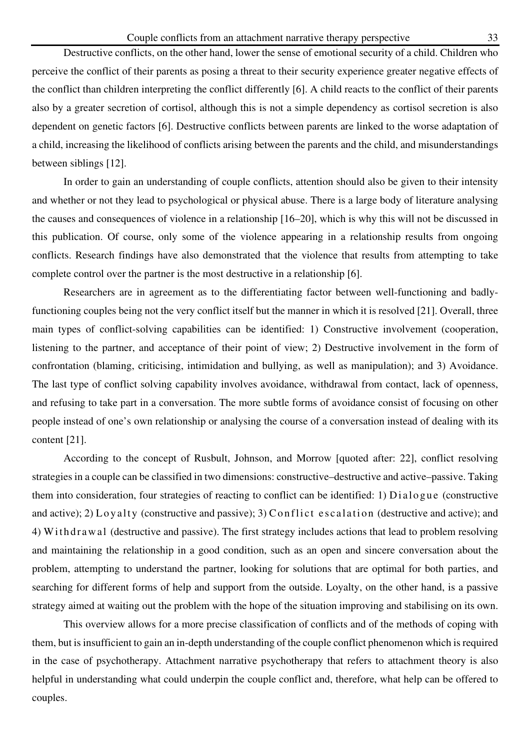Destructive conflicts, on the other hand, lower the sense of emotional security of a child. Children who perceive the conflict of their parents as posing a threat to their security experience greater negative effects of the conflict than children interpreting the conflict differently [6]. A child reacts to the conflict of their parents also by a greater secretion of cortisol, although this is not a simple dependency as cortisol secretion is also dependent on genetic factors [6]. Destructive conflicts between parents are linked to the worse adaptation of a child, increasing the likelihood of conflicts arising between the parents and the child, and misunderstandings between siblings [12].

In order to gain an understanding of couple conflicts, attention should also be given to their intensity and whether or not they lead to psychological or physical abuse. There is a large body of literature analysing the causes and consequences of violence in a relationship [16–20], which is why this will not be discussed in this publication. Of course, only some of the violence appearing in a relationship results from ongoing conflicts. Research findings have also demonstrated that the violence that results from attempting to take complete control over the partner is the most destructive in a relationship [6].

Researchers are in agreement as to the differentiating factor between well-functioning and badly-functioning couples being not the very conflict itself but the manner in which it is resolved [21]. Overall, three main types of conflict-solving capabilities can be identified: 1) Constructive involvement (cooperation, listening to the partner, and acceptance of their point of view; 2) Destructive involvement in the form of confrontation (blaming, criticising, intimidation and bullying, as well as manipulation); and 3) Avoidance. The last type of conflict solving capability involves avoidance, withdrawal from contact, lack of openness, and refusing to take part in a conversation. The more subtle forms of avoidance consist of focusing on other people instead of one's own relationship or analysing the course of a conversation instead of dealing with its content [21].

According to the concept of Rusbult, Johnson, and Morrow [quoted after: 22], conflict resolving strategies in a couple can be classified in two dimensions: constructive–destructive and active–passive. Taking them into consideration, four strategies of reacting to conflict can be identified: 1) Dialogue (constructive and active); 2) Loyalty (constructive and passive); 3) Conflict escalation (destructive and active); and 4) Withdrawal (destructive and passive). The first strategy includes actions that lead to problem resolving and maintaining the relationship in a good condition, such as an open and sincere conversation about the problem, attempting to understand the partner, looking for solutions that are optimal for both parties, and searching for different forms of help and support from the outside. Loyalty, on the other hand, is a passive strategy aimed at waiting out the problem with the hope of the situation improving and stabilising on its own.

This overview allows for a more precise classification of conflicts and of the methods of coping with them, but is insufficient to gain an in-depth understanding of the couple conflict phenomenon which is required in the case of psychotherapy. Attachment narrative psychotherapy that refers to attachment theory is also helpful in understanding what could underpin the couple conflict and, therefore, what help can be offered to couples.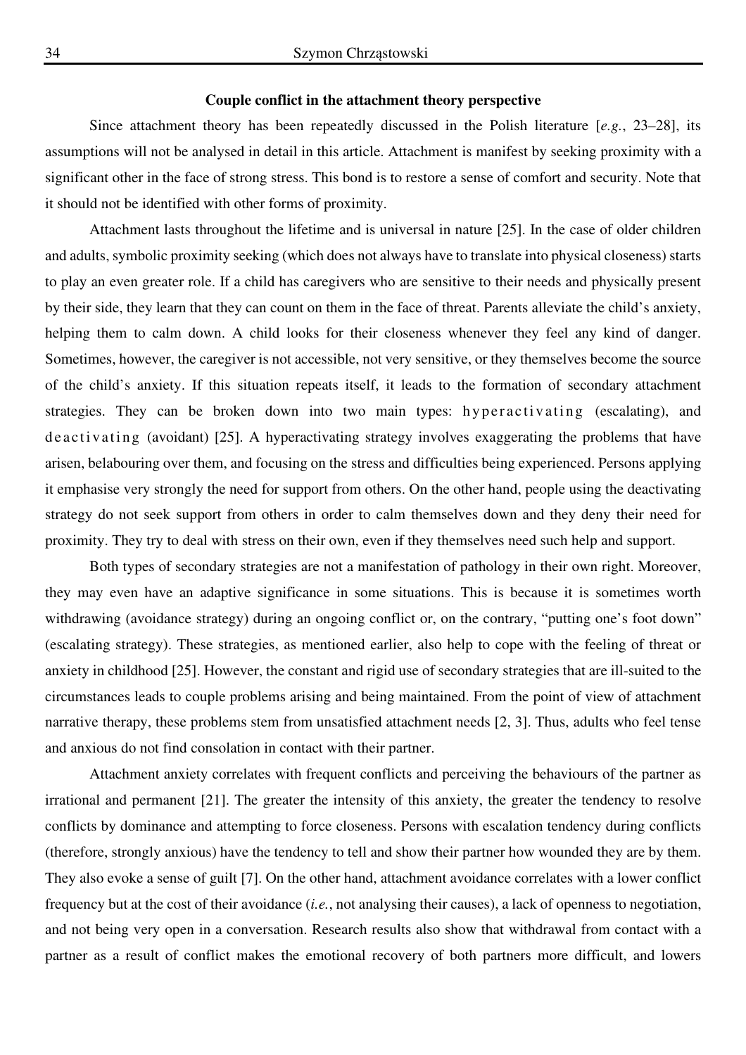### Couple conflict in the attachment theory perspective

Since attachment theory has been repeatedly discussed in the Polish literature [*e.g.*, 23–28], its assumptions will not be analysed in detail in this article. Attachment is manifest by seeking proximity with a significant other in the face of strong stress. This bond is to restore a sense of comfort and security. Note that it should not be identified with other forms of proximity.

Attachment lasts throughout the lifetime and is universal in nature [25]. In the case of older children and adults, symbolic proximity seeking (which does not always have to translate into physical closeness) starts to play an even greater role. If a child has caregivers who are sensitive to their needs and physically present by their side, they learn that they can count on them in the face of threat. Parents alleviate the child's anxiety, helping them to calm down. A child looks for their closeness whenever they feel any kind of danger. Sometimes, however, the caregiver is not accessible, not very sensitive, or they themselves become the source of the child's anxiety. If this situation repeats itself, it leads to the formation of secondary attachment strategies. They can be broken down into two main types: hyperactivating (escalating), and deactivating (avoidant) [25]. A hyperactivating strategy involves exaggerating the problems that have arisen, belabouring over them, and focusing on the stress and difficulties being experienced. Persons applying it emphasise very strongly the need for support from others. On the other hand, people using the deactivating strategy do not seek support from others in order to calm themselves down and they deny their need for proximity. They try to deal with stress on their own, even if they themselves need such help and support.

Both types of secondary strategies are not a manifestation of pathology in their own right. Moreover, they may even have an adaptive significance in some situations. This is because it is sometimes worth withdrawing (avoidance strategy) during an ongoing conflict or, on the contrary, "putting one's foot down" (escalating strategy). These strategies, as mentioned earlier, also help to cope with the feeling of threat or anxiety in childhood [25]. However, the constant and rigid use of secondary strategies that are ill-suited to the circumstances leads to couple problems arising and being maintained. From the point of view of attachment narrative therapy, these problems stem from unsatisfied attachment needs [2, 3]. Thus, adults who feel tense and anxious do not find consolation in contact with their partner.

Attachment anxiety correlates with frequent conflicts and perceiving the behaviours of the partner as irrational and permanent [21]. The greater the intensity of this anxiety, the greater the tendency to resolve conflicts by dominance and attempting to force closeness. Persons with escalation tendency during conflicts (therefore, strongly anxious) have the tendency to tell and show their partner how wounded they are by them. They also evoke a sense of guilt [7]. On the other hand, attachment avoidance correlates with a lower conflict frequency but at the cost of their avoidance (*i.e.*, not analysing their causes), a lack of openness to negotiation, and not being very open in a conversation. Research results also show that withdrawal from contact with a partner as a result of conflict makes the emotional recovery of both partners more difficult, and lowers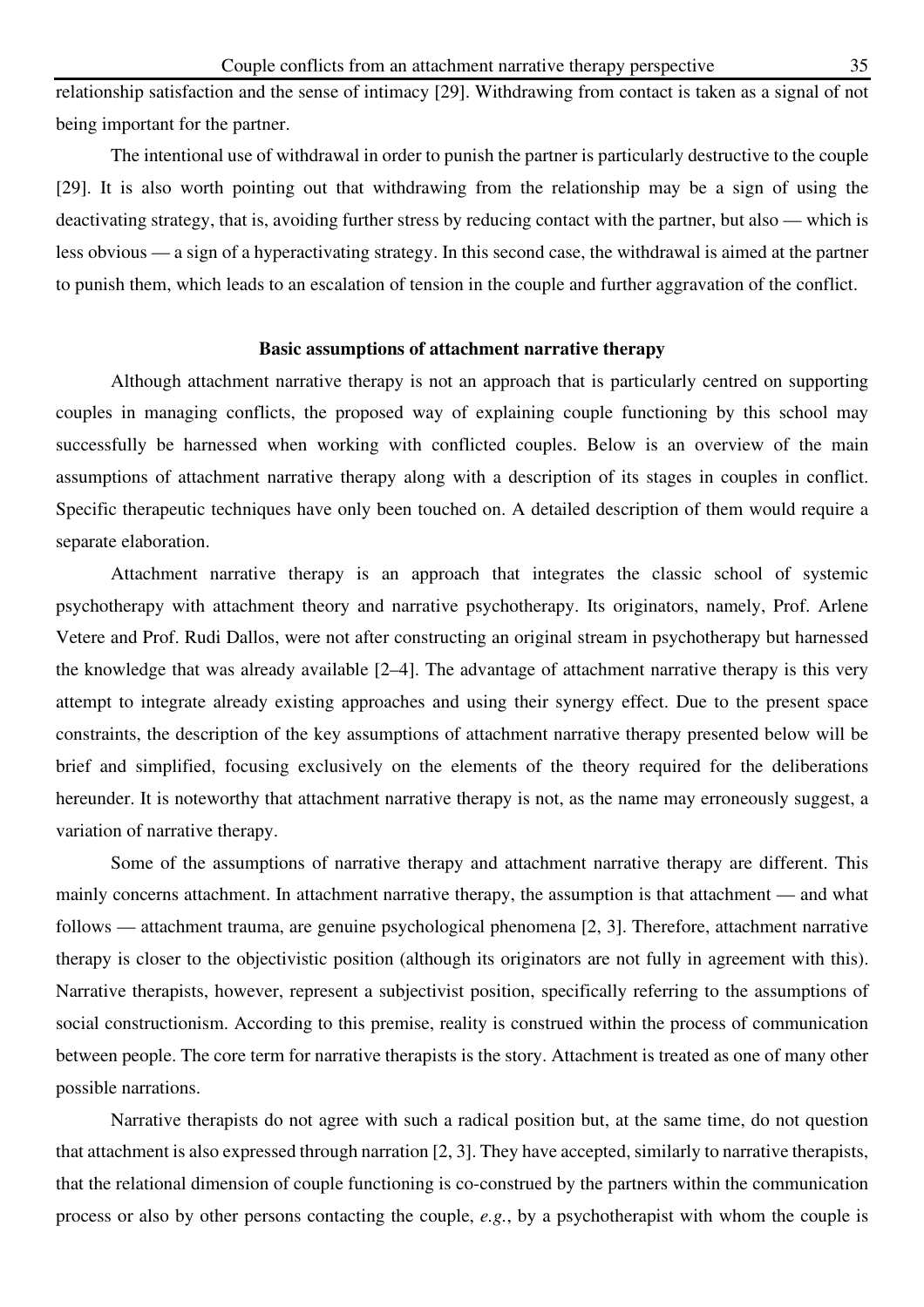relationship satisfaction and the sense of intimacy [29]. Withdrawing from contact is taken as a signal of not being important for the partner.

The intentional use of withdrawal in order to punish the partner is particularly destructive to the couple [29]. It is also worth pointing out that withdrawing from the relationship may be a sign of using the deactivating strategy, that is, avoiding further stress by reducing contact with the partner, but also — which is less obvious — a sign of a hyperactivating strategy. In this second case, the withdrawal is aimed at the partner to punish them, which leads to an escalation of tension in the couple and further aggravation of the conflict.

## Basic assumptions of attachment narrative therapy

Although attachment narrative therapy is not an approach that is particularly centred on supporting couples in managing conflicts, the proposed way of explaining couple functioning by this school may successfully be harnessed when working with conflicted couples. Below is an overview of the main assumptions of attachment narrative therapy along with a description of its stages in couples in conflict. Specific therapeutic techniques have only been touched on. A detailed description of them would require a separate elaboration.

Attachment narrative therapy is an approach that integrates the classic school of systemic psychotherapy with attachment theory and narrative psychotherapy. Its originators, namely, Prof. Arlene Vetere and Prof. Rudi Dallos, were not after constructing an original stream in psychotherapy but harnessed the knowledge that was already available [2–4]. The advantage of attachment narrative therapy is this very attempt to integrate already existing approaches and using their synergy effect. Due to the present space constraints, the description of the key assumptions of attachment narrative therapy presented below will be brief and simplified, focusing exclusively on the elements of the theory required for the deliberations hereunder. It is noteworthy that attachment narrative therapy is not, as the name may erroneously suggest, a variation of narrative therapy.

Some of the assumptions of narrative therapy and attachment narrative therapy are different. This mainly concerns attachment. In attachment narrative therapy, the assumption is that attachment — and what follows — attachment trauma, are genuine psychological phenomena [2, 3]. Therefore, attachment narrative therapy is closer to the objectivistic position (although its originators are not fully in agreement with this). Narrative therapists, however, represent a subjectivist position, specifically referring to the assumptions of social constructionism. According to this premise, reality is construed within the process of communication between people. The core term for narrative therapists is the story. Attachment is treated as one of many other possible narrations.

Narrative therapists do not agree with such a radical position but, at the same time, do not question that attachment is also expressed through narration [2, 3]. They have accepted, similarly to narrative therapists, that the relational dimension of couple functioning is co-construed by the partners within the communication process or also by other persons contacting the couple, *e.g.*, by a psychotherapist with whom the couple is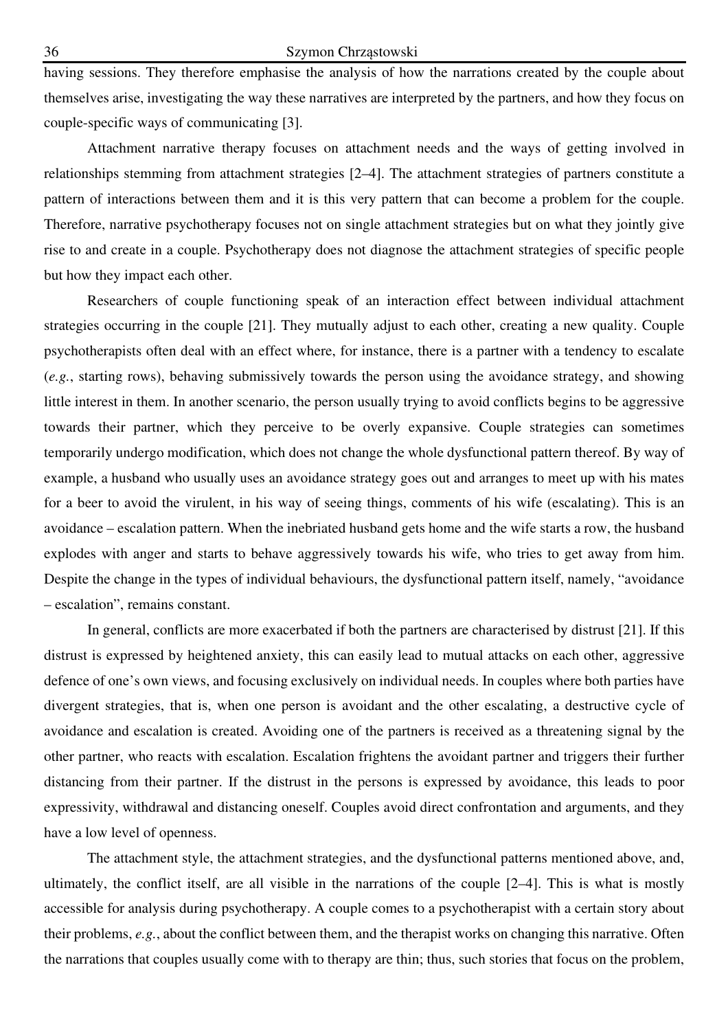having sessions. They therefore emphasise the analysis of how the narrations created by the couple about themselves arise, investigating the way these narratives are interpreted by the partners, and how they focus on couple-specific ways of communicating [3].

Attachment narrative therapy focuses on attachment needs and the ways of getting involved in relationships stemming from attachment strategies [2–4]. The attachment strategies of partners constitute a pattern of interactions between them and it is this very pattern that can become a problem for the couple. Therefore, narrative psychotherapy focuses not on single attachment strategies but on what they jointly give rise to and create in a couple. Psychotherapy does not diagnose the attachment strategies of specific people but how they impact each other.

Researchers of couple functioning speak of an interaction effect between individual attachment strategies occurring in the couple [21]. They mutually adjust to each other, creating a new quality. Couple psychotherapists often deal with an effect where, for instance, there is a partner with a tendency to escalate (*e.g.*, starting rows), behaving submissively towards the person using the avoidance strategy, and showing little interest in them. In another scenario, the person usually trying to avoid conflicts begins to be aggressive towards their partner, which they perceive to be overly expansive. Couple strategies can sometimes temporarily undergo modification, which does not change the whole dysfunctional pattern thereof. By way of example, a husband who usually uses an avoidance strategy goes out and arranges to meet up with his mates for a beer to avoid the virulent, in his way of seeing things, comments of his wife (escalating). This is an avoidance – escalation pattern. When the inebriated husband gets home and the wife starts a row, the husband explodes with anger and starts to behave aggressively towards his wife, who tries to get away from him. Despite the change in the types of individual behaviours, the dysfunctional pattern itself, namely, "avoidance – escalation", remains constant.

In general, conflicts are more exacerbated if both the partners are characterised by distrust [21]. If this distrust is expressed by heightened anxiety, this can easily lead to mutual attacks on each other, aggressive defence of one's own views, and focusing exclusively on individual needs. In couples where both parties have divergent strategies, that is, when one person is avoidant and the other escalating, a destructive cycle of avoidance and escalation is created. Avoiding one of the partners is received as a threatening signal by the other partner, who reacts with escalation. Escalation frightens the avoidant partner and triggers their further distancing from their partner. If the distrust in the persons is expressed by avoidance, this leads to poor expressivity, withdrawal and distancing oneself. Couples avoid direct confrontation and arguments, and they have a low level of openness.

The attachment style, the attachment strategies, and the dysfunctional patterns mentioned above, and, ultimately, the conflict itself, are all visible in the narrations of the couple [2–4]. This is what is mostly accessible for analysis during psychotherapy. A couple comes to a psychotherapist with a certain story about their problems, *e.g.*, about the conflict between them, and the therapist works on changing this narrative. Often the narrations that couples usually come with to therapy are thin; thus, such stories that focus on the problem,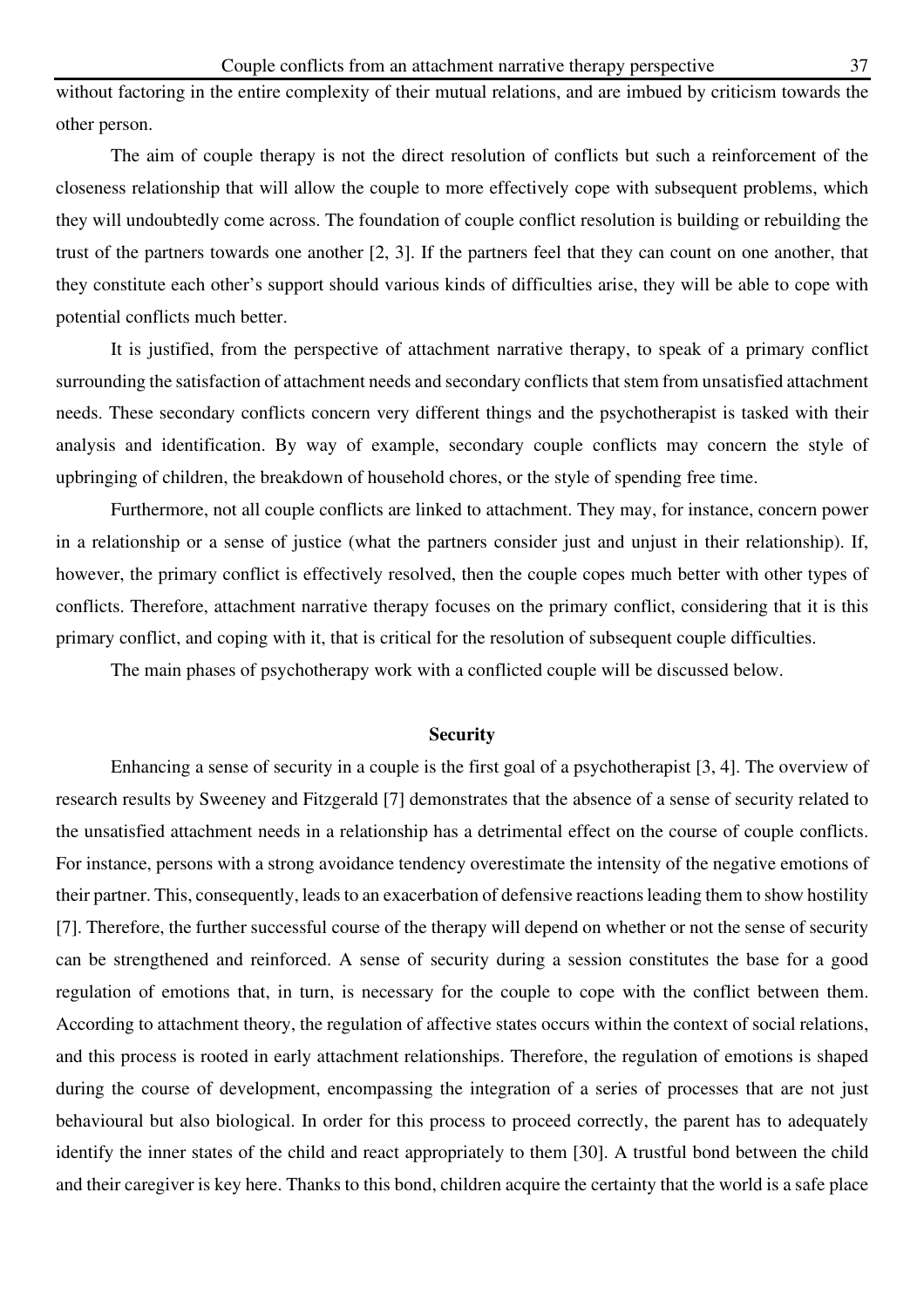without factoring in the entire complexity of their mutual relations, and are imbued by criticism towards the other person.

The aim of couple therapy is not the direct resolution of conflicts but such a reinforcement of the closeness relationship that will allow the couple to more effectively cope with subsequent problems, which they will undoubtedly come across. The foundation of couple conflict resolution is building or rebuilding the trust of the partners towards one another [2, 3]. If the partners feel that they can count on one another, that they constitute each other's support should various kinds of difficulties arise, they will be able to cope with potential conflicts much better.

It is justified, from the perspective of attachment narrative therapy, to speak of a primary conflict surrounding the satisfaction of attachment needs and secondary conflicts that stem from unsatisfied attachment needs. These secondary conflicts concern very different things and the psychotherapist is tasked with their analysis and identification. By way of example, secondary couple conflicts may concern the style of upbringing of children, the breakdown of household chores, or the style of spending free time.

Furthermore, not all couple conflicts are linked to attachment. They may, for instance, concern power in a relationship or a sense of justice (what the partners consider just and unjust in their relationship). If, however, the primary conflict is effectively resolved, then the couple copes much better with other types of conflicts. Therefore, attachment narrative therapy focuses on the primary conflict, considering that it is this primary conflict, and coping with it, that is critical for the resolution of subsequent couple difficulties.

The main phases of psychotherapy work with a conflicted couple will be discussed below.

## Security

Enhancing a sense of security in a couple is the first goal of a psychotherapist [3, 4]. The overview of research results by Sweeney and Fitzgerald [7] demonstrates that the absence of a sense of security related to the unsatisfied attachment needs in a relationship has a detrimental effect on the course of couple conflicts. For instance, persons with a strong avoidance tendency overestimate the intensity of the negative emotions of their partner. This, consequently, leads to an exacerbation of defensive reactions leading them to show hostility [7]. Therefore, the further successful course of the therapy will depend on whether or not the sense of security can be strengthened and reinforced. A sense of security during a session constitutes the base for a good regulation of emotions that, in turn, is necessary for the couple to cope with the conflict between them. According to attachment theory, the regulation of affective states occurs within the context of social relations, and this process is rooted in early attachment relationships. Therefore, the regulation of emotions is shaped during the course of development, encompassing the integration of a series of processes that are not just behavioural but also biological. In order for this process to proceed correctly, the parent has to adequately identify the inner states of the child and react appropriately to them [30]. A trustful bond between the child and their caregiver is key here. Thanks to this bond, children acquire the certainty that the world is a safe place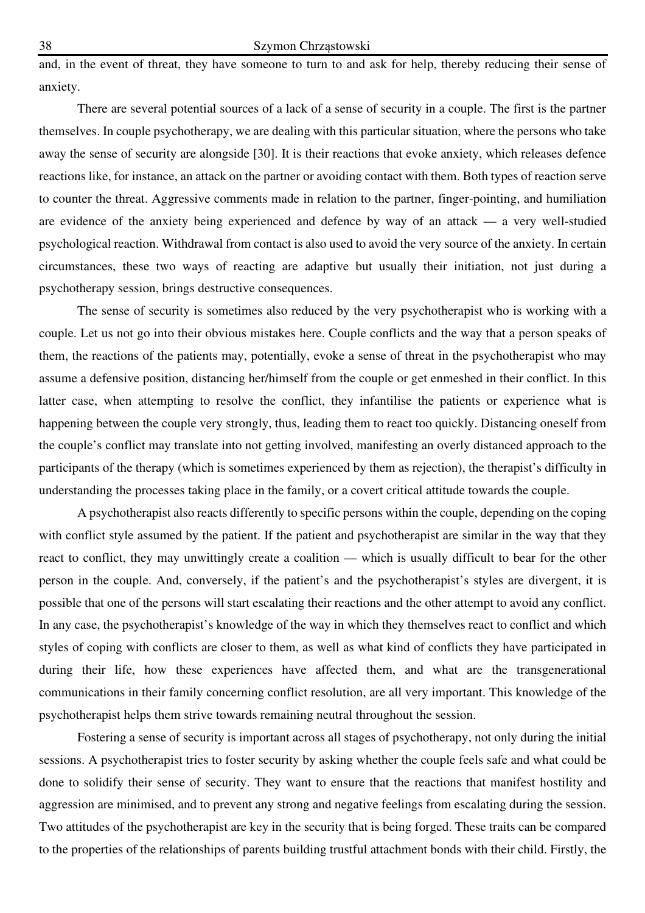and, in the event of threat, they have someone to turn to and ask for help, thereby reducing their sense of anxiety.

There are several potential sources of a lack of a sense of security in a couple. The first is the partner themselves. In couple psychotherapy, we are dealing with this particular situation, where the persons who take away the sense of security are alongside [30]. It is their reactions that evoke anxiety, which releases defence reactions like, for instance, an attack on the partner or avoiding contact with them. Both types of reaction serve to counter the threat. Aggressive comments made in relation to the partner, finger-pointing, and humiliation are evidence of the anxiety being experienced and defence by way of an attack — a very well-studied psychological reaction. Withdrawal from contact is also used to avoid the very source of the anxiety. In certain circumstances, these two ways of reacting are adaptive but usually their initiation, not just during a psychotherapy session, brings destructive consequences.

The sense of security is sometimes also reduced by the very psychotherapist who is working with a couple. Let us not go into their obvious mistakes here. Couple conflicts and the way that a person speaks of them, the reactions of the patients may, potentially, evoke a sense of threat in the psychotherapist who may assume a defensive position, distancing her/himself from the couple or get enmeshed in their conflict. In this latter case, when attempting to resolve the conflict, they infantilise the patients or experience what is happening between the couple very strongly, thus, leading them to react too quickly. Distancing oneself from the couple's conflict may translate into not getting involved, manifesting an overly distanced approach to the participants of the therapy (which is sometimes experienced by them as rejection), the therapist's difficulty in understanding the processes taking place in the family, or a covert critical attitude towards the couple.

A psychotherapist also reacts differently to specific persons within the couple, depending on the coping with conflict style assumed by the patient. If the patient and psychotherapist are similar in the way that they react to conflict, they may unwittingly create a coalition — which is usually difficult to bear for the other person in the couple. And, conversely, if the patient's and the psychotherapist's styles are divergent, it is possible that one of the persons will start escalating their reactions and the other attempt to avoid any conflict. In any case, the psychotherapist's knowledge of the way in which they themselves react to conflict and which styles of coping with conflicts are closer to them, as well as what kind of conflicts they have participated in during their life, how these experiences have affected them, and what are the transgenerational communications in their family concerning conflict resolution, are all very important. This knowledge of the psychotherapist helps them strive towards remaining neutral throughout the session.

Fostering a sense of security is important across all stages of psychotherapy, not only during the initial sessions. A psychotherapist tries to foster security by asking whether the couple feels safe and what could be done to solidify their sense of security. They want to ensure that the reactions that manifest hostility and aggression are minimised, and to prevent any strong and negative feelings from escalating during the session. Two attitudes of the psychotherapist are key in the security that is being forged. These traits can be compared to the properties of the relationships of parents building trustful attachment bonds with their child. Firstly, the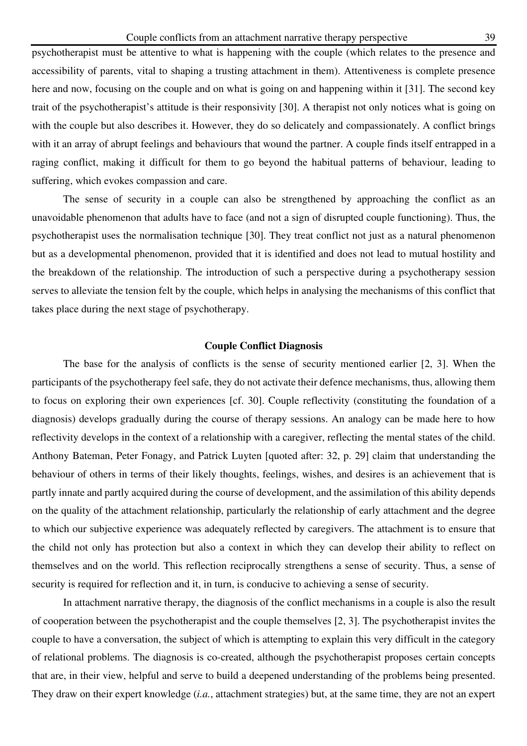psychotherapist must be attentive to what is happening with the couple (which relates to the presence and accessibility of parents, vital to shaping a trusting attachment in them). Attentiveness is complete presence here and now, focusing on the couple and on what is going on and happening within it [31]. The second key trait of the psychotherapist's attitude is their responsivity [30]. A therapist not only notices what is going on with the couple but also describes it. However, they do so delicately and compassionately. A conflict brings with it an array of abrupt feelings and behaviours that wound the partner. A couple finds itself entrapped in a raging conflict, making it difficult for them to go beyond the habitual patterns of behaviour, leading to suffering, which evokes compassion and care.

The sense of security in a couple can also be strengthened by approaching the conflict as an unavoidable phenomenon that adults have to face (and not a sign of disrupted couple functioning). Thus, the psychotherapist uses the normalisation technique [30]. They treat conflict not just as a natural phenomenon but as a developmental phenomenon, provided that it is identified and does not lead to mutual hostility and the breakdown of the relationship. The introduction of such a perspective during a psychotherapy session serves to alleviate the tension felt by the couple, which helps in analysing the mechanisms of this conflict that takes place during the next stage of psychotherapy.

## Couple Conflict Diagnosis

The base for the analysis of conflicts is the sense of security mentioned earlier [2, 3]. When the participants of the psychotherapy feel safe, they do not activate their defence mechanisms, thus, allowing them to focus on exploring their own experiences [cf. 30]. Couple reflectivity (constituting the foundation of a diagnosis) develops gradually during the course of therapy sessions. An analogy can be made here to how reflectivity develops in the context of a relationship with a caregiver, reflecting the mental states of the child. Anthony Bateman, Peter Fonagy, and Patrick Luyten [quoted after: 32, p. 29] claim that understanding the behaviour of others in terms of their likely thoughts, feelings, wishes, and desires is an achievement that is partly innate and partly acquired during the course of development, and the assimilation of this ability depends on the quality of the attachment relationship, particularly the relationship of early attachment and the degree to which our subjective experience was adequately reflected by caregivers. The attachment is to ensure that the child not only has protection but also a context in which they can develop their ability to reflect on themselves and on the world. This reflection reciprocally strengthens a sense of security. Thus, a sense of security is required for reflection and it, in turn, is conducive to achieving a sense of security.

In attachment narrative therapy, the diagnosis of the conflict mechanisms in a couple is also the result of cooperation between the psychotherapist and the couple themselves [2, 3]. The psychotherapist invites the couple to have a conversation, the subject of which is attempting to explain this very difficult in the category of relational problems. The diagnosis is co-created, although the psychotherapist proposes certain concepts that are, in their view, helpful and serve to build a deepened understanding of the problems being presented. They draw on their expert knowledge (*i.a.*, attachment strategies) but, at the same time, they are not an expert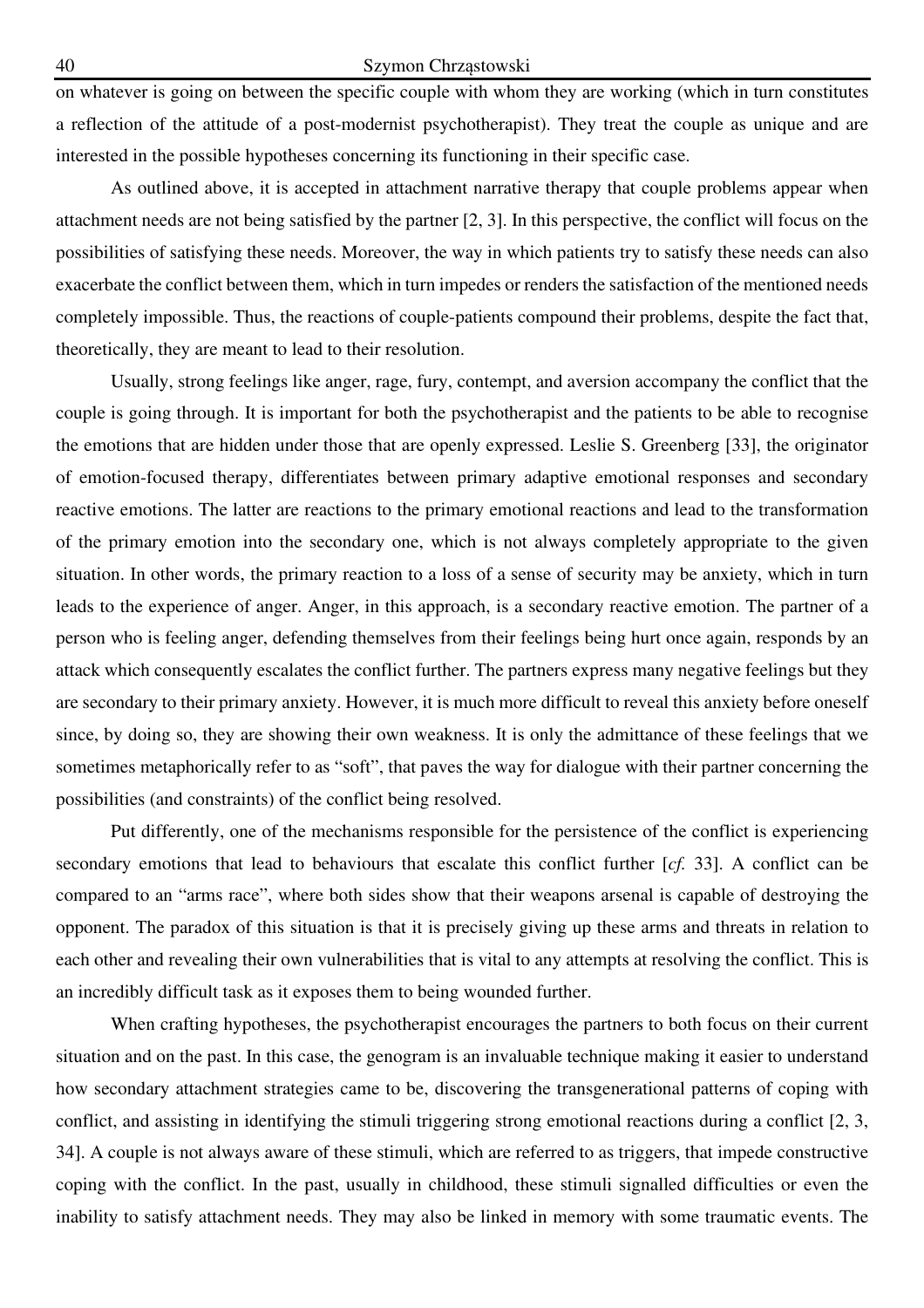on whatever is going on between the specific couple with whom they are working (which in turn constitutes a reflection of the attitude of a post-modernist psychotherapist). They treat the couple as unique and are interested in the possible hypotheses concerning its functioning in their specific case.

As outlined above, it is accepted in attachment narrative therapy that couple problems appear when attachment needs are not being satisfied by the partner [2, 3]. In this perspective, the conflict will focus on the possibilities of satisfying these needs. Moreover, the way in which patients try to satisfy these needs can also exacerbate the conflict between them, which in turn impedes or renders the satisfaction of the mentioned needs completely impossible. Thus, the reactions of couple-patients compound their problems, despite the fact that, theoretically, they are meant to lead to their resolution.

Usually, strong feelings like anger, rage, fury, contempt, and aversion accompany the conflict that the couple is going through. It is important for both the psychotherapist and the patients to be able to recognise the emotions that are hidden under those that are openly expressed. Leslie S. Greenberg [33], the originator of emotion-focused therapy, differentiates between primary adaptive emotional responses and secondary reactive emotions. The latter are reactions to the primary emotional reactions and lead to the transformation of the primary emotion into the secondary one, which is not always completely appropriate to the given situation. In other words, the primary reaction to a loss of a sense of security may be anxiety, which in turn leads to the experience of anger. Anger, in this approach, is a secondary reactive emotion. The partner of a person who is feeling anger, defending themselves from their feelings being hurt once again, responds by an attack which consequently escalates the conflict further. The partners express many negative feelings but they are secondary to their primary anxiety. However, it is much more difficult to reveal this anxiety before oneself since, by doing so, they are showing their own weakness. It is only the admittance of these feelings that we sometimes metaphorically refer to as "soft", that paves the way for dialogue with their partner concerning the possibilities (and constraints) of the conflict being resolved.

Put differently, one of the mechanisms responsible for the persistence of the conflict is experiencing secondary emotions that lead to behaviours that escalate this conflict further [*cf.* 33]. A conflict can be compared to an "arms race", where both sides show that their weapons arsenal is capable of destroying the opponent. The paradox of this situation is that it is precisely giving up these arms and threats in relation to each other and revealing their own vulnerabilities that is vital to any attempts at resolving the conflict. This is an incredibly difficult task as it exposes them to being wounded further.

When crafting hypotheses, the psychotherapist encourages the partners to both focus on their current situation and on the past. In this case, the genogram is an invaluable technique making it easier to understand how secondary attachment strategies came to be, discovering the transgenerational patterns of coping with conflict, and assisting in identifying the stimuli triggering strong emotional reactions during a conflict [2, 3, 34]. A couple is not always aware of these stimuli, which are referred to as triggers, that impede constructive coping with the conflict. In the past, usually in childhood, these stimuli signalled difficulties or even the inability to satisfy attachment needs. They may also be linked in memory with some traumatic events. The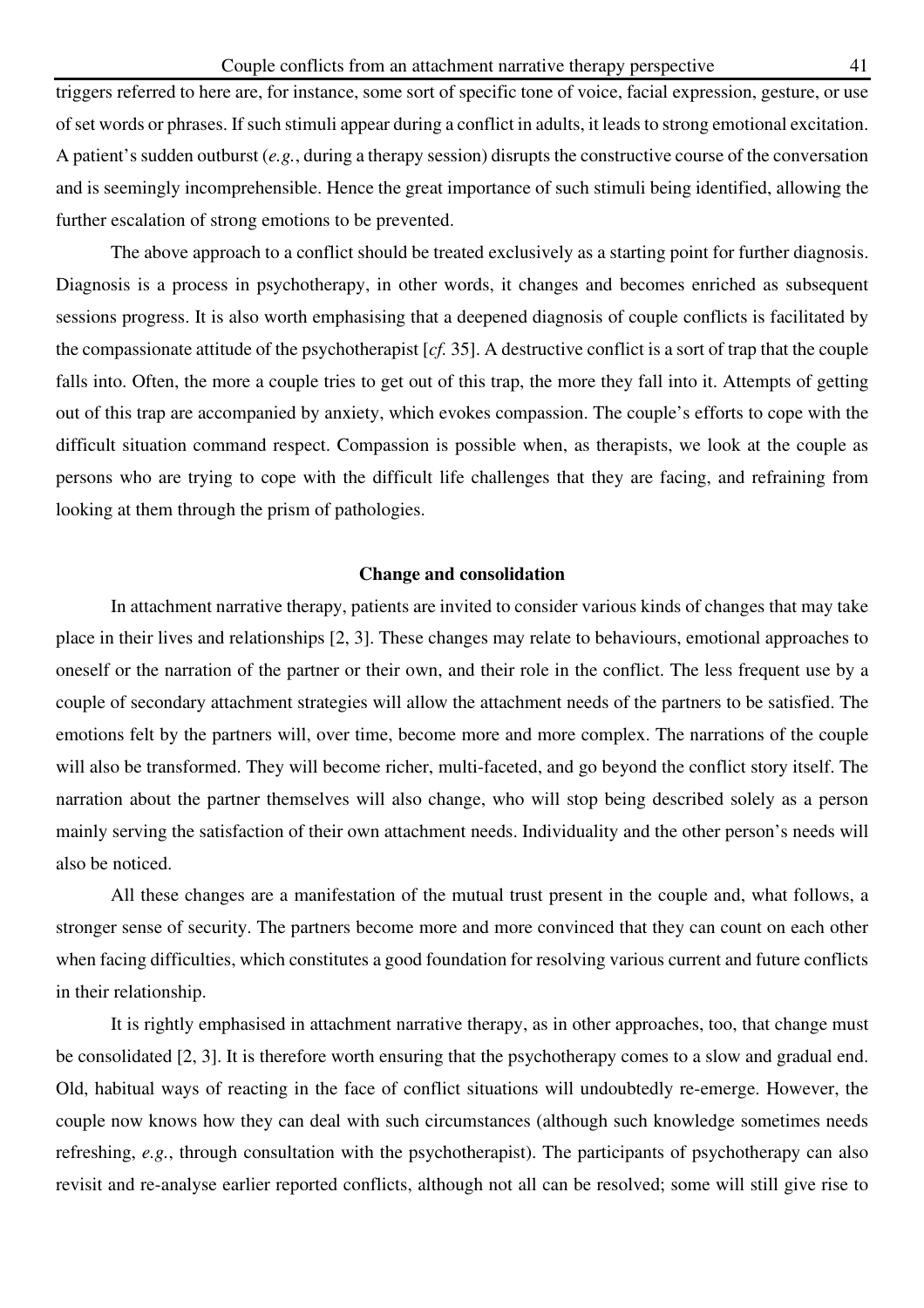triggers referred to here are, for instance, some sort of specific tone of voice, facial expression, gesture, or use of set words or phrases. If such stimuli appear during a conflict in adults, it leads to strong emotional excitation. A patient's sudden outburst (*e.g.*, during a therapy session) disrupts the constructive course of the conversation and is seemingly incomprehensible. Hence the great importance of such stimuli being identified, allowing the further escalation of strong emotions to be prevented.

The above approach to a conflict should be treated exclusively as a starting point for further diagnosis. Diagnosis is a process in psychotherapy, in other words, it changes and becomes enriched as subsequent sessions progress. It is also worth emphasising that a deepened diagnosis of couple conflicts is facilitated by the compassionate attitude of the psychotherapist [*cf.* 35]. A destructive conflict is a sort of trap that the couple falls into. Often, the more a couple tries to get out of this trap, the more they fall into it. Attempts of getting out of this trap are accompanied by anxiety, which evokes compassion. The couple's efforts to cope with the difficult situation command respect. Compassion is possible when, as therapists, we look at the couple as persons who are trying to cope with the difficult life challenges that they are facing, and refraining from looking at them through the prism of pathologies.

## Change and consolidation

In attachment narrative therapy, patients are invited to consider various kinds of changes that may take place in their lives and relationships [2, 3]. These changes may relate to behaviours, emotional approaches to oneself or the narration of the partner or their own, and their role in the conflict. The less frequent use by a couple of secondary attachment strategies will allow the attachment needs of the partners to be satisfied. The emotions felt by the partners will, over time, become more and more complex. The narrations of the couple will also be transformed. They will become richer, multi-faceted, and go beyond the conflict story itself. The narration about the partner themselves will also change, who will stop being described solely as a person mainly serving the satisfaction of their own attachment needs. Individuality and the other person's needs will also be noticed.

All these changes are a manifestation of the mutual trust present in the couple and, what follows, a stronger sense of security. The partners become more and more convinced that they can count on each other when facing difficulties, which constitutes a good foundation for resolving various current and future conflicts in their relationship.

It is rightly emphasised in attachment narrative therapy, as in other approaches, too, that change must be consolidated [2, 3]. It is therefore worth ensuring that the psychotherapy comes to a slow and gradual end. Old, habitual ways of reacting in the face of conflict situations will undoubtedly re-emerge. However, the couple now knows how they can deal with such circumstances (although such knowledge sometimes needs refreshing, *e.g.*, through consultation with the psychotherapist). The participants of psychotherapy can also revisit and re-analyse earlier reported conflicts, although not all can be resolved; some will still give rise to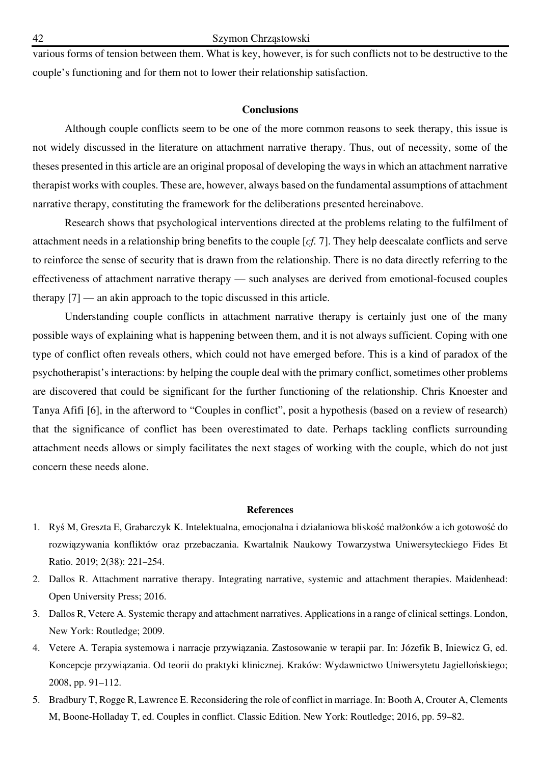various forms of tension between them. What is key, however, is for such conflicts not to be destructive to the couple's functioning and for them not to lower their relationship satisfaction.

## Conclusions

Although couple conflicts seem to be one of the more common reasons to seek therapy, this issue is not widely discussed in the literature on attachment narrative therapy. Thus, out of necessity, some of the theses presented in this article are an original proposal of developing the ways in which an attachment narrative therapist works with couples. These are, however, always based on the fundamental assumptions of attachment narrative therapy, constituting the framework for the deliberations presented hereinabove.

Research shows that psychological interventions directed at the problems relating to the fulfilment of attachment needs in a relationship bring benefits to the couple [*cf.* 7]. They help deescalate conflicts and serve to reinforce the sense of security that is drawn from the relationship. There is no data directly referring to the effectiveness of attachment narrative therapy — such analyses are derived from emotional-focused couples therapy [7] — an akin approach to the topic discussed in this article.

Understanding couple conflicts in attachment narrative therapy is certainly just one of the many possible ways of explaining what is happening between them, and it is not always sufficient. Coping with one type of conflict often reveals others, which could not have emerged before. This is a kind of paradox of the psychotherapist's interactions: by helping the couple deal with the primary conflict, sometimes other problems are discovered that could be significant for the further functioning of the relationship. Chris Knoester and Tanya Afifi [6], in the afterword to "Couples in conflict", posit a hypothesis (based on a review of research) that the significance of conflict has been overestimated to date. Perhaps tackling conflicts surrounding attachment needs allows or simply facilitates the next stages of working with the couple, which do not just concern these needs alone.

## References

1. Ryś M, Greszta E, Grabarczyk K. Intelektualna, emocjonalna i działaniowa bliskość małżonków a ich gotowość do rozwiązywania konfliktów oraz przebaczania. Kwartalnik Naukowy Towarzystwa Uniwersyteckiego Fides Et Ratio. 2019; 2(38): 221–254.
2. Dallos R. Attachment narrative therapy. Integrating narrative, systemic and attachment therapies. Maidenhead: Open University Press; 2016.
3. Dallos R, Vetere A. Systemic therapy and attachment narratives. Applications in a range of clinical settings. London, New York: Routledge; 2009.
4. Vetere A. Terapia systemowa i narracje przywiązania. Zastosowanie w terapii par. In: Józefik B, Iniewicz G, ed. Koncepcje przywiązania. Od teorii do praktyki klinicznej. Kraków: Wydawnictwo Uniwersytetu Jagiellońskiego; 2008, pp. 91–112.
5. Bradbury T, Rogge R, Lawrence E. Reconsidering the role of conflict in marriage. In: Booth A, Crouter A, Clements M, Boone-Holladay T, ed. Couples in conflict. Classic Edition. New York: Routledge; 2016, pp. 59–82.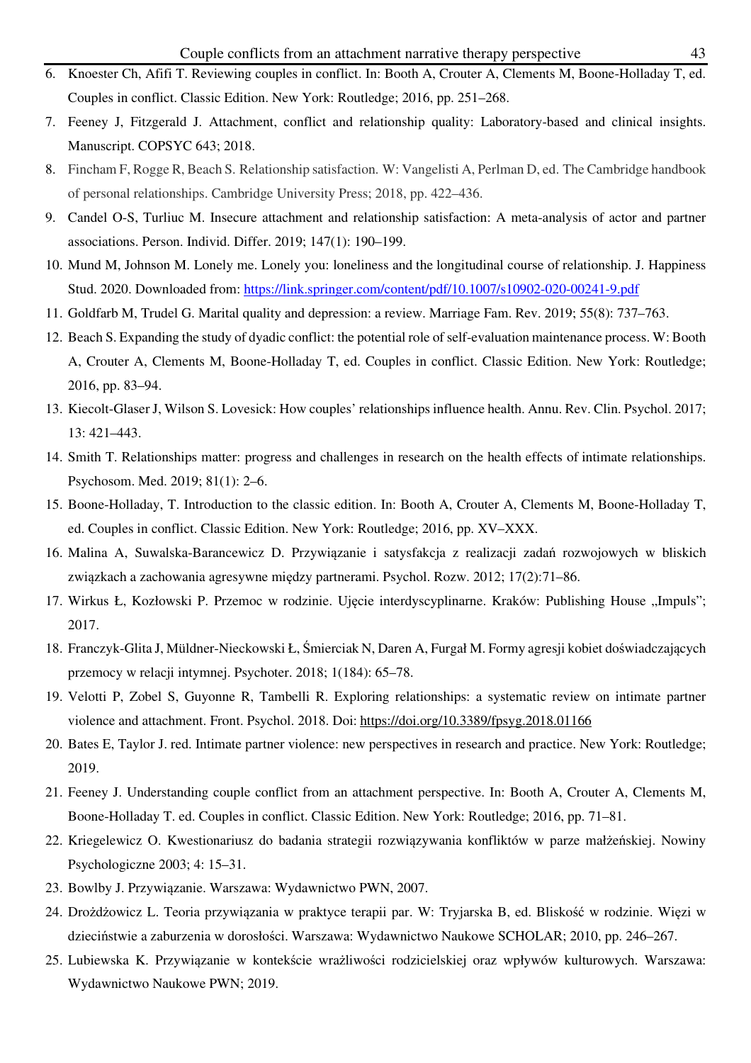6. Knoester Ch, Afifi T. Reviewing couples in conflict. In: Booth A, Crouter A, Clements M, Boone-Holladay T, ed. Couples in conflict. Classic Edition. New York: Routledge; 2016, pp. 251–268.
7. Feeney J, Fitzgerald J. Attachment, conflict and relationship quality: Laboratory-based and clinical insights. Manuscript. COPSYC 643; 2018.
8. Fincham F, Rogge R, Beach S. Relationship satisfaction. W: Vangelisti A, Perlman D, ed. The Cambridge handbook of personal relationships. Cambridge University Press; 2018, pp. 422–436.
9. Candel O-S, Turliuc M. Insecure attachment and relationship satisfaction: A meta-analysis of actor and partner associations. Person. Individ. Differ. 2019; 147(1): 190–199.
10. Mund M, Johnson M. Lonely me. Lonely you: loneliness and the longitudinal course of relationship. J. Happiness Stud. 2020. Downloaded from: https://link.springer.com/content/pdf/10.1007/s10902-020-00241-9.pdf
11. Goldfarb M, Trudel G. Marital quality and depression: a review. Marriage Fam. Rev. 2019; 55(8): 737–763.
12. Beach S. Expanding the study of dyadic conflict: the potential role of self-evaluation maintenance process. W: Booth A, Crouter A, Clements M, Boone-Holladay T, ed. Couples in conflict. Classic Edition. New York: Routledge; 2016, pp. 83–94.
13. Kiecolt-Glaser J, Wilson S. Lovesick: How couples' relationships influence health. Annu. Rev. Clin. Psychol. 2017; 13: 421–443.
14. Smith T. Relationships matter: progress and challenges in research on the health effects of intimate relationships. Psychosom. Med. 2019; 81(1): 2–6.
15. Boone-Holladay, T. Introduction to the classic edition. In: Booth A, Crouter A, Clements M, Boone-Holladay T, ed. Couples in conflict. Classic Edition. New York: Routledge; 2016, pp. XV–XXX.
16. Malina A, Suwalska-Barancewicz D. Przywiązanie i satysfakcja z realizacji zadań rozwojowych w bliskich związkach a zachowania agresywne między partnerami. Psychol. Rozw. 2012; 17(2):71–86.
17. Wirkus Ł, Kozłowski P. Przemoc w rodzinie. Ujęcie interdyscyplinarne. Kraków: Publishing House „Impuls"; 2017.
18. Franczyk-Glita J, Müldner-Nieckowski Ł, Śmierciak N, Daren A, Furgał M. Formy agresji kobiet doświadczających przemocy w relacji intymnej. Psychoter. 2018; 1(184): 65–78.
19. Velotti P, Zobel S, Guyonne R, Tambelli R. Exploring relationships: a systematic review on intimate partner violence and attachment. Front. Psychol. 2018. Doi: https://doi.org/10.3389/fpsyg.2018.01166
20. Bates E, Taylor J. red. Intimate partner violence: new perspectives in research and practice. New York: Routledge; 2019.
21. Feeney J. Understanding couple conflict from an attachment perspective. In: Booth A, Crouter A, Clements M, Boone-Holladay T. ed. Couples in conflict. Classic Edition. New York: Routledge; 2016, pp. 71–81.
22. Kriegelewicz O. Kwestionariusz do badania strategii rozwiązywania konfliktów w parze małżeńskiej. Nowiny Psychologiczne 2003; 4: 15–31.
23. Bowlby J. Przywiązanie. Warszawa: Wydawnictwo PWN, 2007.
24. Drożdżowicz L. Teoria przywiązania w praktyce terapii par. W: Tryjarska B, ed. Bliskość w rodzinie. Więzi w dzieciństwie a zaburzenia w dorosłości. Warszawa: Wydawnictwo Naukowe SCHOLAR; 2010, pp. 246–267.
25. Lubiewska K. Przywiązanie w kontekście wrażliwości rodzicielskiej oraz wpływów kulturowych. Warszawa: Wydawnictwo Naukowe PWN; 2019.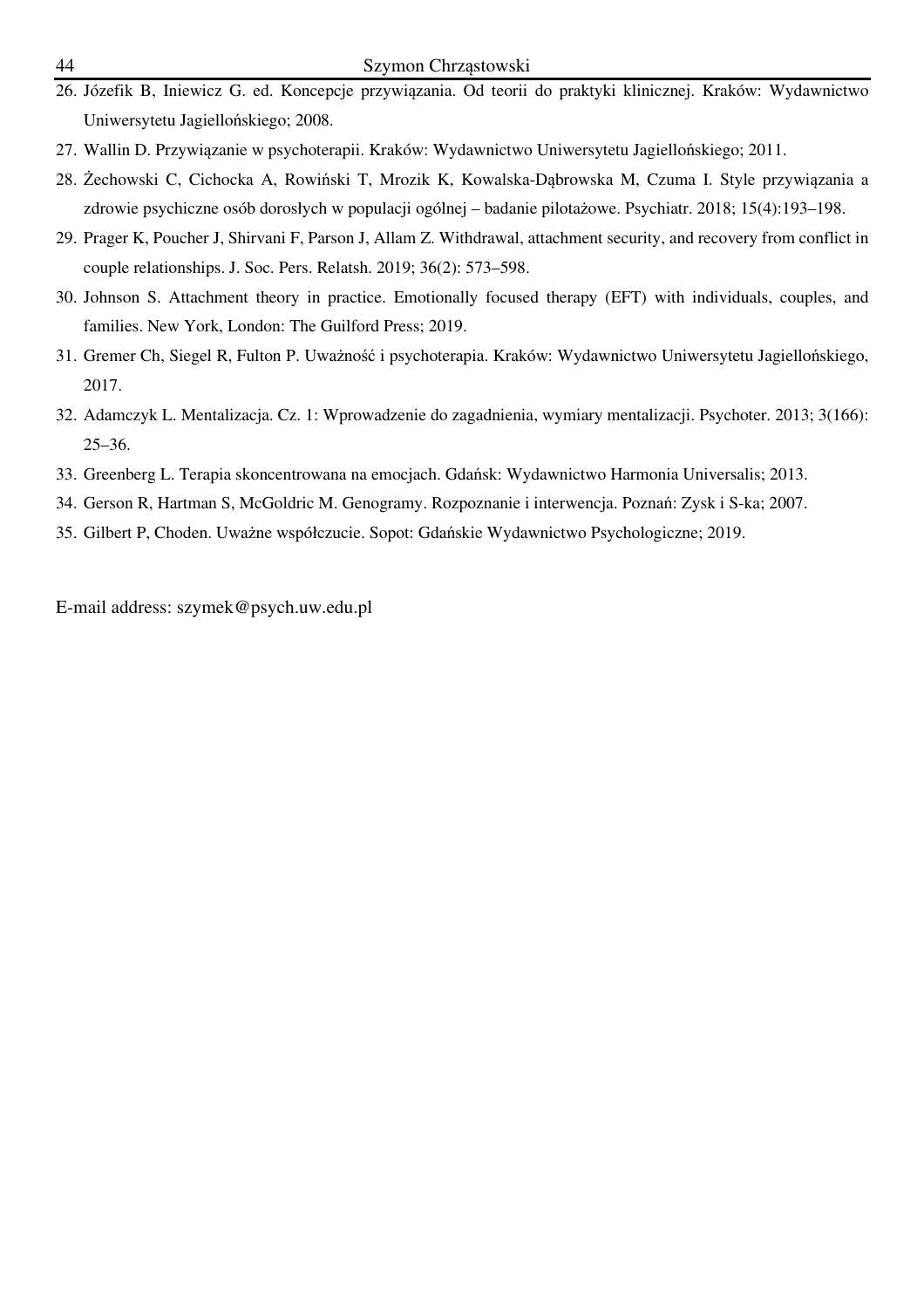26. Józefik B, Iniewicz G. ed. Koncepcje przywiązania. Od teorii do praktyki klinicznej. Kraków: Wydawnictwo Uniwersytetu Jagiellońskiego; 2008.
27. Wallin D. Przywiązanie w psychoterapii. Kraków: Wydawnictwo Uniwersytetu Jagiellońskiego; 2011.
28. Żechowski C, Cichocka A, Rowiński T, Mrozik K, Kowalska-Dąbrowska M, Czuma I. Style przywiązania a zdrowie psychiczne osób dorosłych w populacji ogólnej – badanie pilotażowe. Psychiatr. 2018; 15(4):193–198.
29. Prager K, Poucher J, Shirvani F, Parson J, Allam Z. Withdrawal, attachment security, and recovery from conflict in couple relationships. J. Soc. Pers. Relatsh. 2019; 36(2): 573–598.
30. Johnson S. Attachment theory in practice. Emotionally focused therapy (EFT) with individuals, couples, and families. New York, London: The Guilford Press; 2019.
31. Gremer Ch, Siegel R, Fulton P. Uważność i psychoterapia. Kraków: Wydawnictwo Uniwersytetu Jagiellońskiego, 2017.
32. Adamczyk L. Mentalizacja. Cz. 1: Wprowadzenie do zagadnienia, wymiary mentalizacji. Psychoter. 2013; 3(166): 25–36.
33. Greenberg L. Terapia skoncentrowana na emocjach. Gdańsk: Wydawnictwo Harmonia Universalis; 2013.
34. Gerson R, Hartman S, McGoldric M. Genogramy. Rozpoznanie i interwencja. Poznań: Zysk i S-ka; 2007.
35. Gilbert P, Choden. Uważne współczucie. Sopot: Gdańskie Wydawnictwo Psychologiczne; 2019.

E-mail address: szymek@psych.uw.edu.pl